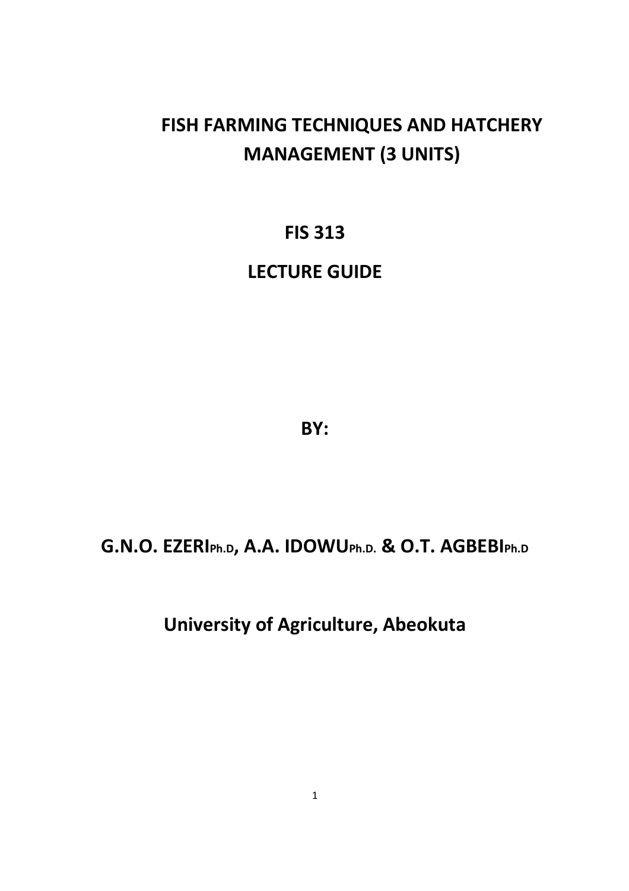# FISH FARMING TECHNIQUES AND HATCHERY MANAGEMENT (3 UNITS)

## FIS 313

## LECTURE GUIDE

**BY:**

**G.N.O. EZERI Ph.D, A.A. IDOWU Ph.D. & O.T. AGBEBI Ph.D**

**University of Agriculture, Abeokuta**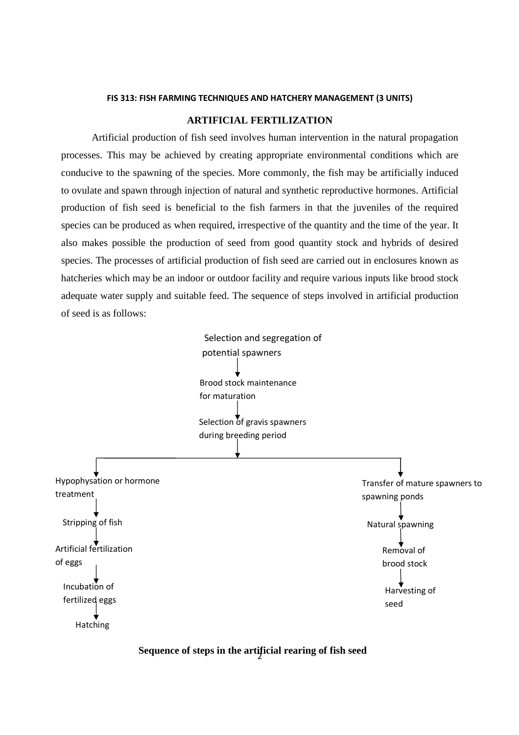**FIS 313: FISH FARMING TECHNIQUES AND HATCHERY MANAGEMENT (3 UNITS)**

## ARTIFICIAL FERTILIZATION

Artificial production of fish seed involves human intervention in the natural propagation processes. This may be achieved by creating appropriate environmental conditions which are conducive to the spawning of the species. More commonly, the fish may be artificially induced to ovulate and spawn through injection of natural and synthetic reproductive hormones. Artificial production of fish seed is beneficial to the fish farmers in that the juveniles of the required species can be produced as when required, irrespective of the quantity and the time of the year. It also makes possible the production of seed from good quantity stock and hybrids of desired species. The processes of artificial production of fish seed are carried out in enclosures known as hatcheries which may be an indoor or outdoor facility and require various inputs like brood stock adequate water supply and suitable feed. The sequence of steps involved in artificial production of seed is as follows:

Selection and segregation of potential spawners
↓
Brood stock maintenance for maturation
↓
Selection of gravis spawners during breeding period
↓

| Branch 1 | Branch 2 |
| --- | --- |
| Hypophysation or hormone treatment | Transfer of mature spawners to spawning ponds |
| ↓ Stripping of fish | ↓ Natural spawning |
| ↓ Artificial fertilization of eggs | ↓ Removal of brood stock |
| ↓ Incubation of fertilized eggs | ↓ Harvesting of seed |
| ↓ Hatching | |

**Sequence of steps in the artificial rearing of fish seed**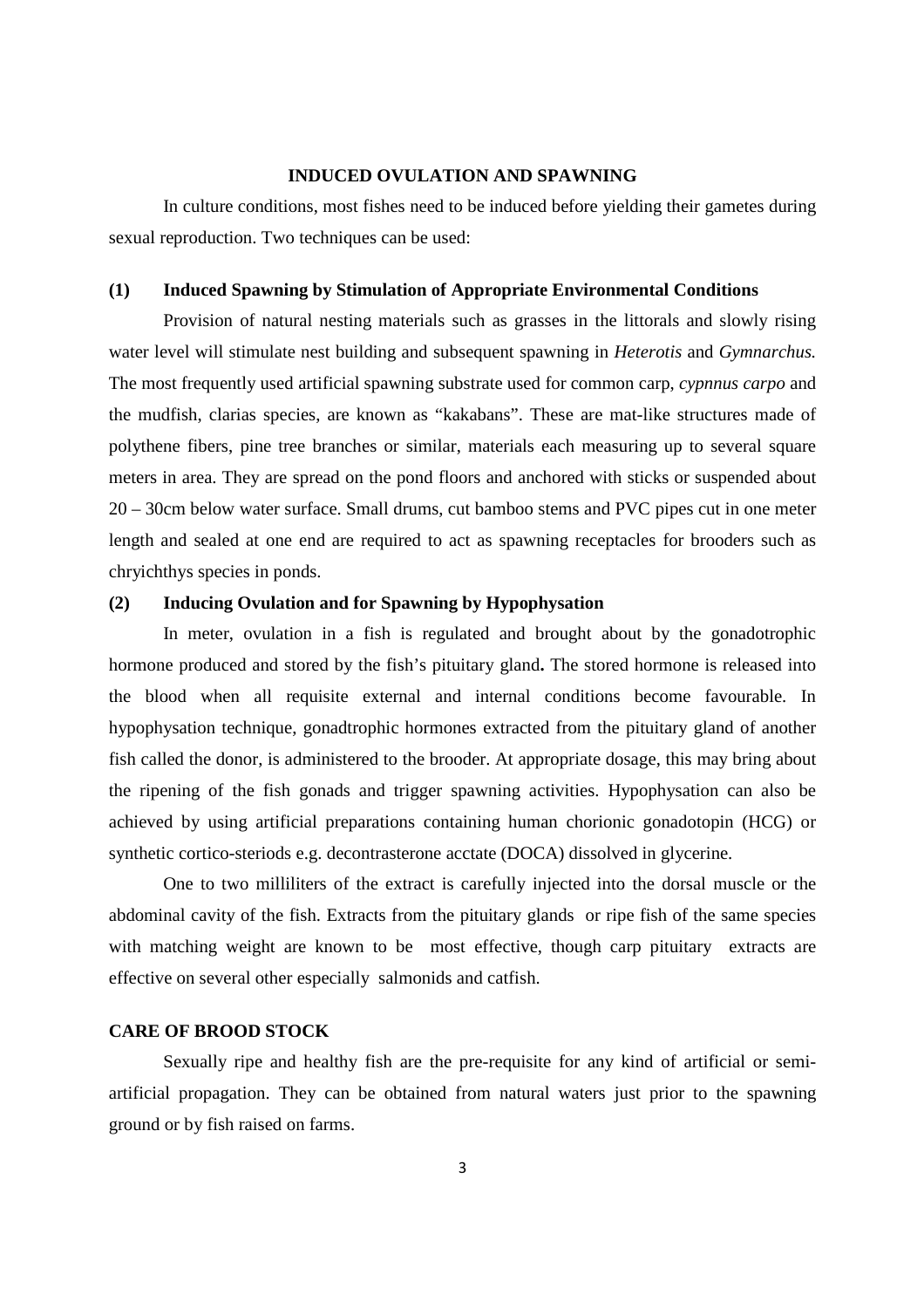## INDUCED OVULATION AND SPAWNING

In culture conditions, most fishes need to be induced before yielding their gametes during sexual reproduction. Two techniques can be used:

### (1) Induced Spawning by Stimulation of Appropriate Environmental Conditions

Provision of natural nesting materials such as grasses in the littorals and slowly rising water level will stimulate nest building and subsequent spawning in *Heterotis* and *Gymnarchus.* The most frequently used artificial spawning substrate used for common carp, *cypnnus carpo* and the mudfish, clarias species, are known as "kakabans". These are mat-like structures made of polythene fibers, pine tree branches or similar, materials each measuring up to several square meters in area. They are spread on the pond floors and anchored with sticks or suspended about 20 – 30cm below water surface. Small drums, cut bamboo stems and PVC pipes cut in one meter length and sealed at one end are required to act as spawning receptacles for brooders such as chryichthys species in ponds.

### (2) Inducing Ovulation and for Spawning by Hypophysation

In meter, ovulation in a fish is regulated and brought about by the gonadotrophic hormone produced and stored by the fish's pituitary gland**.** The stored hormone is released into the blood when all requisite external and internal conditions become favourable. In hypophysation technique, gonadtrophic hormones extracted from the pituitary gland of another fish called the donor, is administered to the brooder. At appropriate dosage, this may bring about the ripening of the fish gonads and trigger spawning activities. Hypophysation can also be achieved by using artificial preparations containing human chorionic gonadotopin (HCG) or synthetic cortico-steriods e.g. decontrasterone acctate (DOCA) dissolved in glycerine.

One to two milliliters of the extract is carefully injected into the dorsal muscle or the abdominal cavity of the fish. Extracts from the pituitary glands or ripe fish of the same species with matching weight are known to be most effective, though carp pituitary extracts are effective on several other especially salmonids and catfish.

## CARE OF BROOD STOCK

Sexually ripe and healthy fish are the pre-requisite for any kind of artificial or semi-artificial propagation. They can be obtained from natural waters just prior to the spawning ground or by fish raised on farms.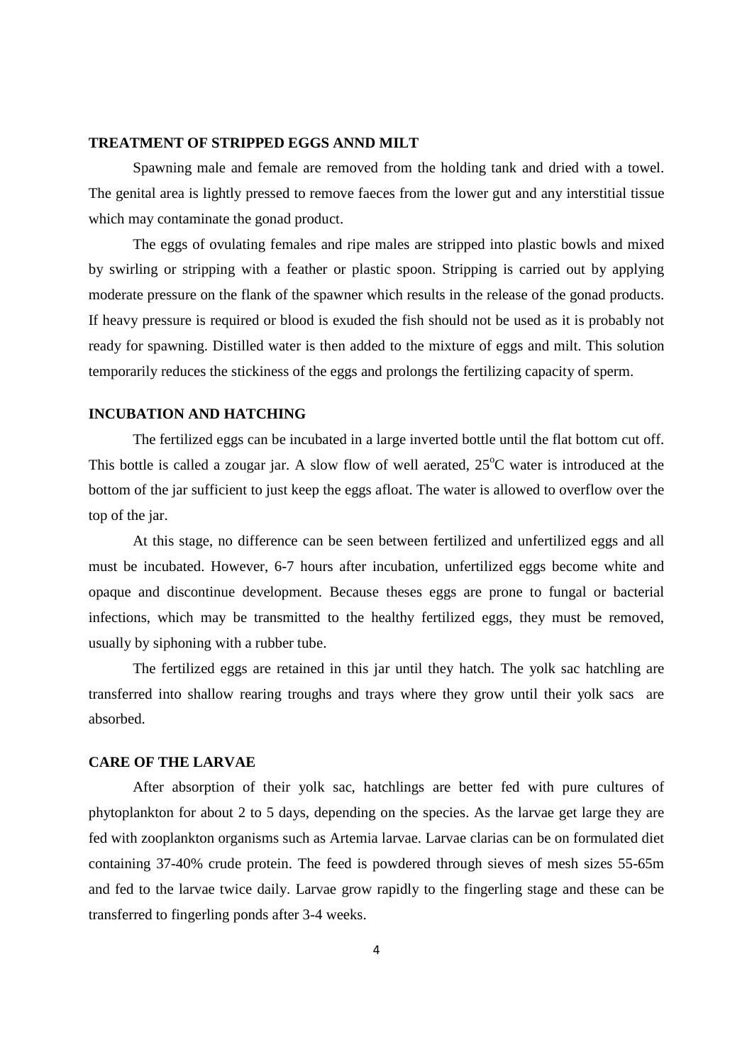## TREATMENT OF STRIPPED EGGS ANND MILT

Spawning male and female are removed from the holding tank and dried with a towel. The genital area is lightly pressed to remove faeces from the lower gut and any interstitial tissue which may contaminate the gonad product.

The eggs of ovulating females and ripe males are stripped into plastic bowls and mixed by swirling or stripping with a feather or plastic spoon. Stripping is carried out by applying moderate pressure on the flank of the spawner which results in the release of the gonad products. If heavy pressure is required or blood is exuded the fish should not be used as it is probably not ready for spawning. Distilled water is then added to the mixture of eggs and milt. This solution temporarily reduces the stickiness of the eggs and prolongs the fertilizing capacity of sperm.

## INCUBATION AND HATCHING

The fertilized eggs can be incubated in a large inverted bottle until the flat bottom cut off. This bottle is called a zougar jar. A slow flow of well aerated, 25$^{o}$C water is introduced at the bottom of the jar sufficient to just keep the eggs afloat. The water is allowed to overflow over the top of the jar.

At this stage, no difference can be seen between fertilized and unfertilized eggs and all must be incubated. However, 6-7 hours after incubation, unfertilized eggs become white and opaque and discontinue development. Because theses eggs are prone to fungal or bacterial infections, which may be transmitted to the healthy fertilized eggs, they must be removed, usually by siphoning with a rubber tube.

The fertilized eggs are retained in this jar until they hatch. The yolk sac hatchling are transferred into shallow rearing troughs and trays where they grow until their yolk sacs are absorbed.

## CARE OF THE LARVAE

After absorption of their yolk sac, hatchlings are better fed with pure cultures of phytoplankton for about 2 to 5 days, depending on the species. As the larvae get large they are fed with zooplankton organisms such as Artemia larvae. Larvae clarias can be on formulated diet containing 37-40% crude protein. The feed is powdered through sieves of mesh sizes 55-65m and fed to the larvae twice daily. Larvae grow rapidly to the fingerling stage and these can be transferred to fingerling ponds after 3-4 weeks.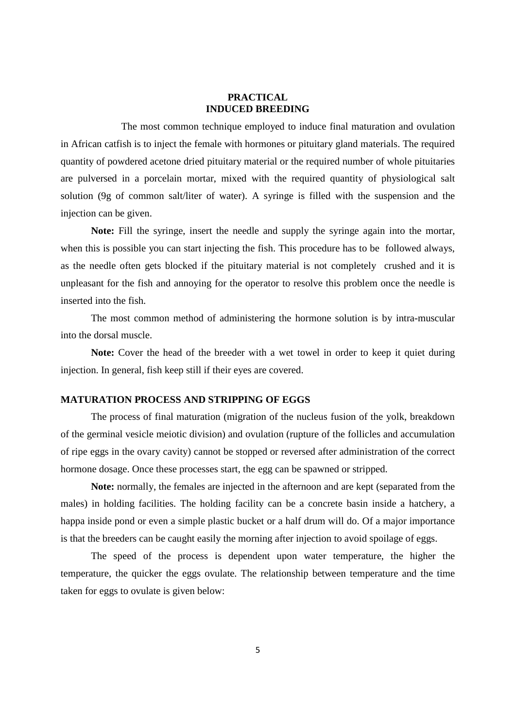# PRACTICAL
## INDUCED BREEDING

The most common technique employed to induce final maturation and ovulation in African catfish is to inject the female with hormones or pituitary gland materials. The required quantity of powdered acetone dried pituitary material or the required number of whole pituitaries are pulversed in a porcelain mortar, mixed with the required quantity of physiological salt solution (9g of common salt/liter of water). A syringe is filled with the suspension and the injection can be given.

**Note:** Fill the syringe, insert the needle and supply the syringe again into the mortar, when this is possible you can start injecting the fish. This procedure has to be followed always, as the needle often gets blocked if the pituitary material is not completely crushed and it is unpleasant for the fish and annoying for the operator to resolve this problem once the needle is inserted into the fish.

The most common method of administering the hormone solution is by intra-muscular into the dorsal muscle.

**Note:** Cover the head of the breeder with a wet towel in order to keep it quiet during injection. In general, fish keep still if their eyes are covered.

## MATURATION PROCESS AND STRIPPING OF EGGS

The process of final maturation (migration of the nucleus fusion of the yolk, breakdown of the germinal vesicle meiotic division) and ovulation (rupture of the follicles and accumulation of ripe eggs in the ovary cavity) cannot be stopped or reversed after administration of the correct hormone dosage. Once these processes start, the egg can be spawned or stripped.

**Note:** normally, the females are injected in the afternoon and are kept (separated from the males) in holding facilities. The holding facility can be a concrete basin inside a hatchery, a happa inside pond or even a simple plastic bucket or a half drum will do. Of a major importance is that the breeders can be caught easily the morning after injection to avoid spoilage of eggs.

The speed of the process is dependent upon water temperature, the higher the temperature, the quicker the eggs ovulate. The relationship between temperature and the time taken for eggs to ovulate is given below: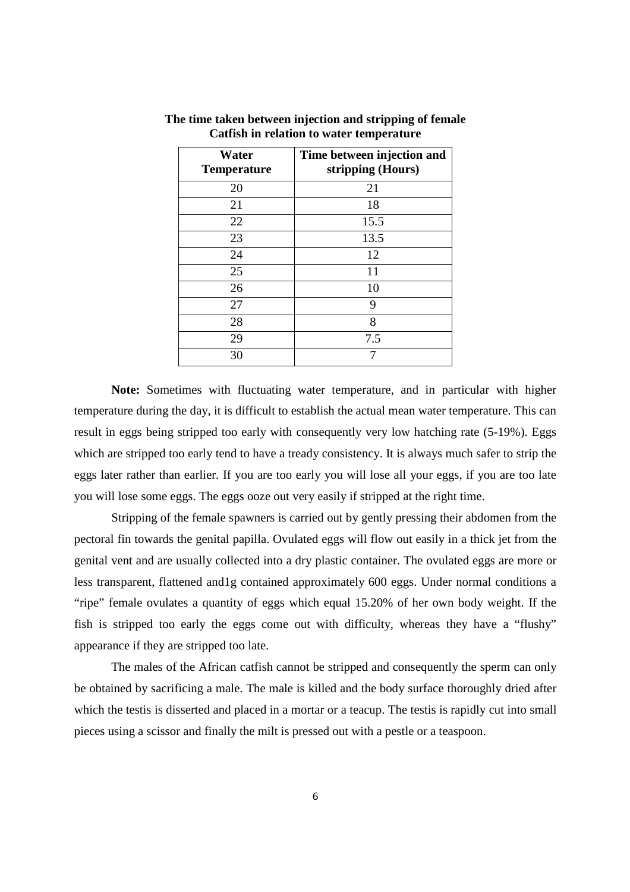**The time taken between injection and stripping of female Catfish in relation to water temperature**

| Water Temperature | Time between injection and stripping (Hours) |
|---|---|
| 20 | 21 |
| 21 | 18 |
| 22 | 15.5 |
| 23 | 13.5 |
| 24 | 12 |
| 25 | 11 |
| 26 | 10 |
| 27 | 9 |
| 28 | 8 |
| 29 | 7.5 |
| 30 | 7 |

**Note:** Sometimes with fluctuating water temperature, and in particular with higher temperature during the day, it is difficult to establish the actual mean water temperature. This can result in eggs being stripped too early with consequently very low hatching rate (5-19%). Eggs which are stripped too early tend to have a tready consistency. It is always much safer to strip the eggs later rather than earlier. If you are too early you will lose all your eggs, if you are too late you will lose some eggs. The eggs ooze out very easily if stripped at the right time.

Stripping of the female spawners is carried out by gently pressing their abdomen from the pectoral fin towards the genital papilla. Ovulated eggs will flow out easily in a thick jet from the genital vent and are usually collected into a dry plastic container. The ovulated eggs are more or less transparent, flattened and1g contained approximately 600 eggs. Under normal conditions a "ripe" female ovulates a quantity of eggs which equal 15.20% of her own body weight. If the fish is stripped too early the eggs come out with difficulty, whereas they have a "flushy" appearance if they are stripped too late.

The males of the African catfish cannot be stripped and consequently the sperm can only be obtained by sacrificing a male. The male is killed and the body surface thoroughly dried after which the testis is disserted and placed in a mortar or a teacup. The testis is rapidly cut into small pieces using a scissor and finally the milt is pressed out with a pestle or a teaspoon.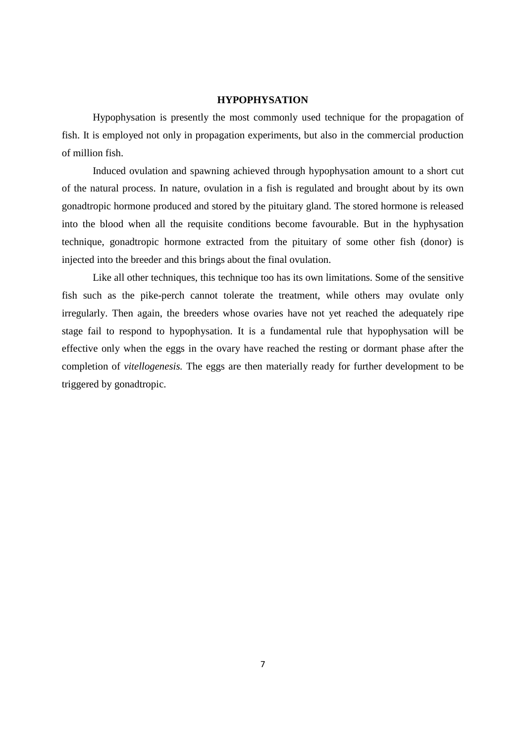## HYPOPHYSATION

Hypophysation is presently the most commonly used technique for the propagation of fish. It is employed not only in propagation experiments, but also in the commercial production of million fish.

Induced ovulation and spawning achieved through hypophysation amount to a short cut of the natural process. In nature, ovulation in a fish is regulated and brought about by its own gonadtropic hormone produced and stored by the pituitary gland. The stored hormone is released into the blood when all the requisite conditions become favourable. But in the hyphysation technique, gonadtropic hormone extracted from the pituitary of some other fish (donor) is injected into the breeder and this brings about the final ovulation.

Like all other techniques, this technique too has its own limitations. Some of the sensitive fish such as the pike-perch cannot tolerate the treatment, while others may ovulate only irregularly. Then again, the breeders whose ovaries have not yet reached the adequately ripe stage fail to respond to hypophysation. It is a fundamental rule that hypophysation will be effective only when the eggs in the ovary have reached the resting or dormant phase after the completion of *vitellogenesis.* The eggs are then materially ready for further development to be triggered by gonadtropic.